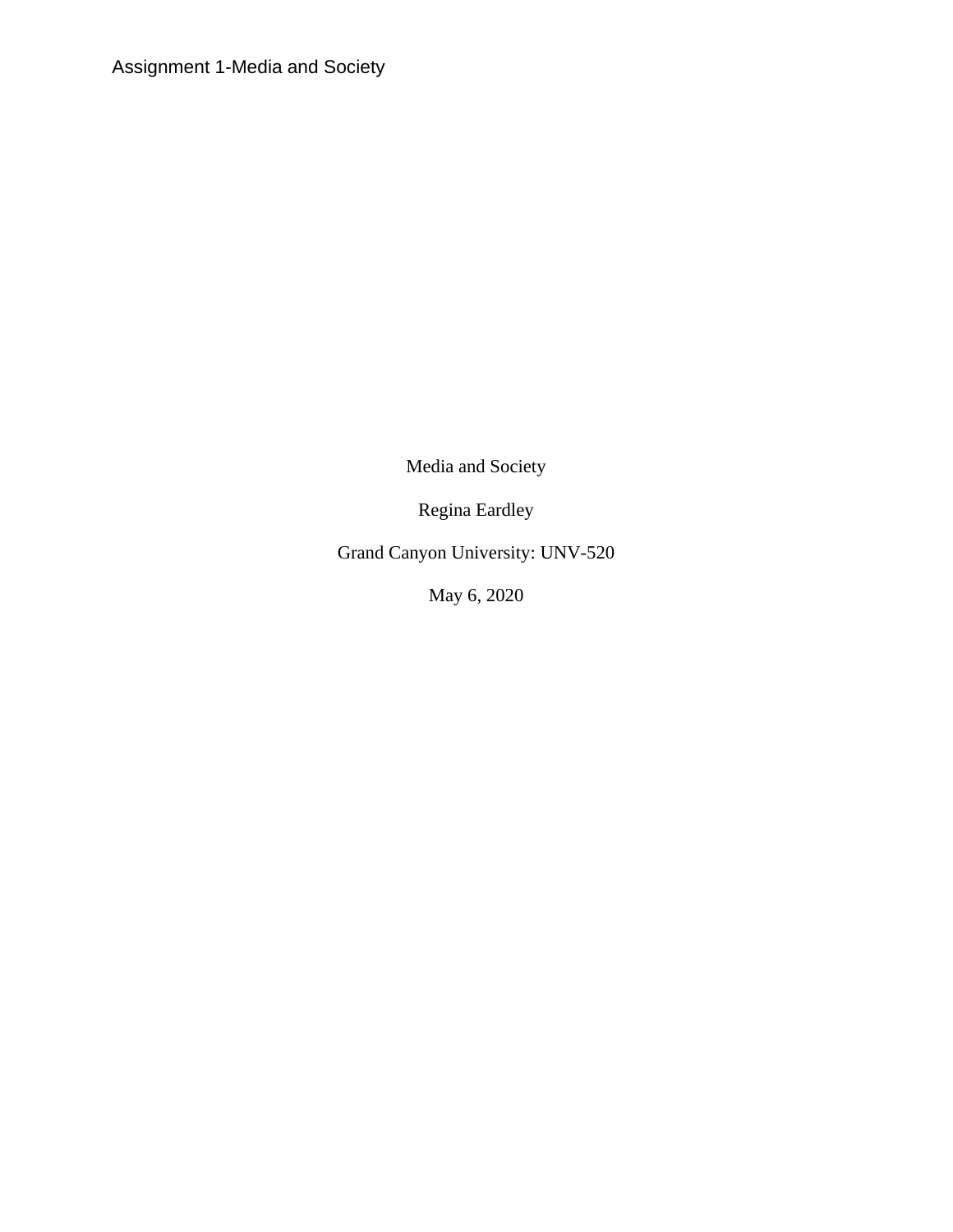Media and Society

Regina Eardley

Grand Canyon University: UNV-520

May 6, 2020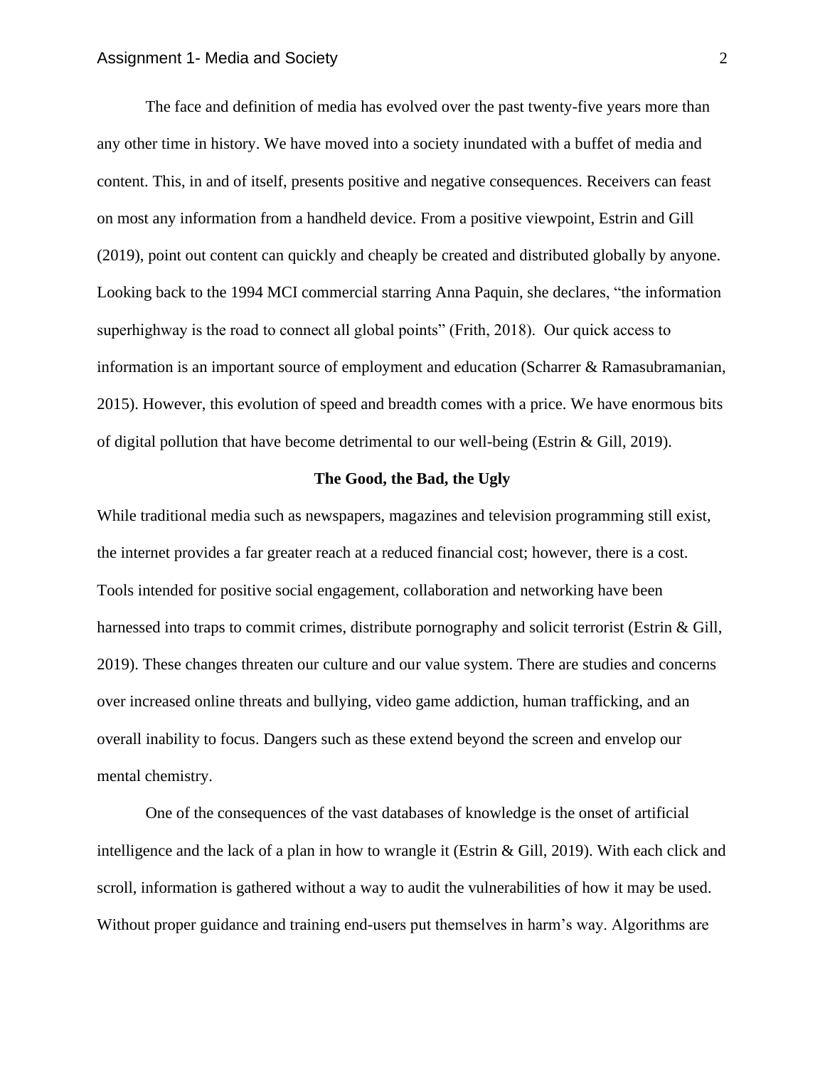The face and definition of media has evolved over the past twenty-five years more than any other time in history. We have moved into a society inundated with a buffet of media and content. This, in and of itself, presents positive and negative consequences. Receivers can feast on most any information from a handheld device. From a positive viewpoint, Estrin and Gill (2019), point out content can quickly and cheaply be created and distributed globally by anyone. Looking back to the 1994 MCI commercial starring Anna Paquin, she declares, "the information superhighway is the road to connect all global points" (Frith, 2018). Our quick access to information is an important source of employment and education (Scharrer & Ramasubramanian, 2015). However, this evolution of speed and breadth comes with a price. We have enormous bits of digital pollution that have become detrimental to our well-being (Estrin & Gill, 2019).

**The Good, the Bad, the Ugly**

While traditional media such as newspapers, magazines and television programming still exist, the internet provides a far greater reach at a reduced financial cost; however, there is a cost. Tools intended for positive social engagement, collaboration and networking have been harnessed into traps to commit crimes, distribute pornography and solicit terrorist (Estrin & Gill, 2019). These changes threaten our culture and our value system. There are studies and concerns over increased online threats and bullying, video game addiction, human trafficking, and an overall inability to focus. Dangers such as these extend beyond the screen and envelop our mental chemistry.

One of the consequences of the vast databases of knowledge is the onset of artificial intelligence and the lack of a plan in how to wrangle it (Estrin & Gill, 2019). With each click and scroll, information is gathered without a way to audit the vulnerabilities of how it may be used. Without proper guidance and training end-users put themselves in harm's way. Algorithms are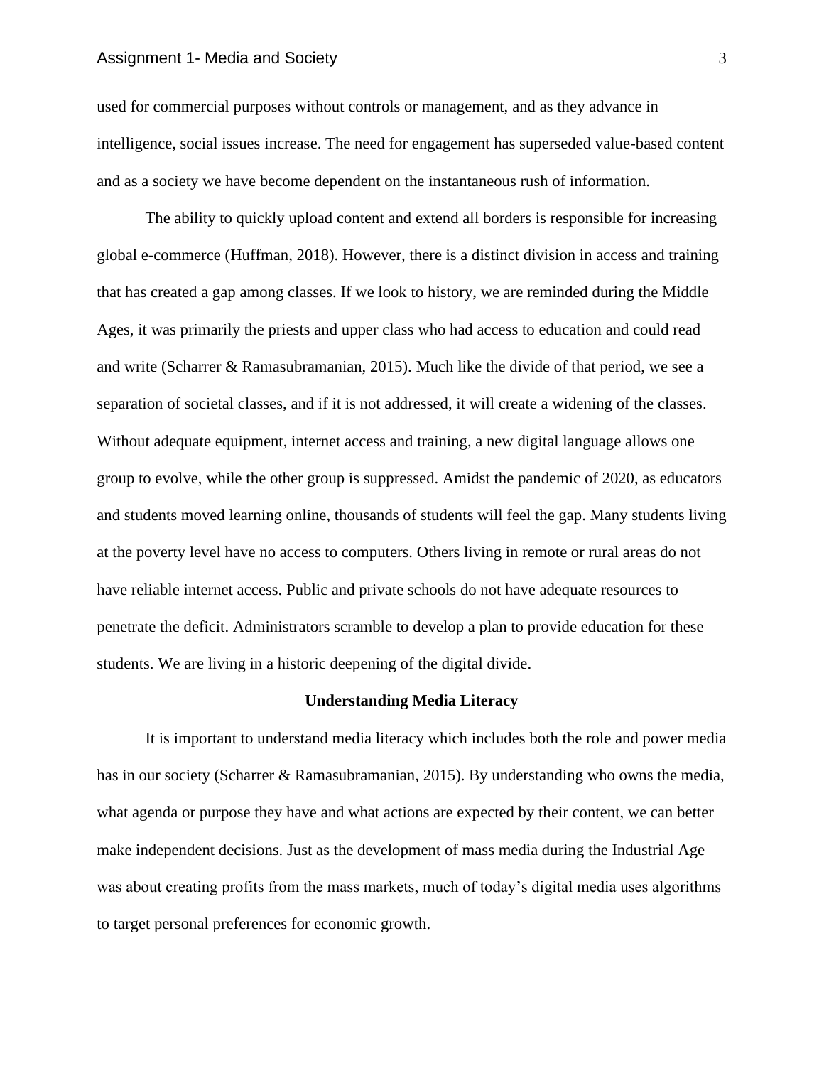used for commercial purposes without controls or management, and as they advance in intelligence, social issues increase. The need for engagement has superseded value-based content and as a society we have become dependent on the instantaneous rush of information.

The ability to quickly upload content and extend all borders is responsible for increasing global e-commerce (Huffman, 2018). However, there is a distinct division in access and training that has created a gap among classes. If we look to history, we are reminded during the Middle Ages, it was primarily the priests and upper class who had access to education and could read and write (Scharrer & Ramasubramanian, 2015). Much like the divide of that period, we see a separation of societal classes, and if it is not addressed, it will create a widening of the classes. Without adequate equipment, internet access and training, a new digital language allows one group to evolve, while the other group is suppressed. Amidst the pandemic of 2020, as educators and students moved learning online, thousands of students will feel the gap. Many students living at the poverty level have no access to computers. Others living in remote or rural areas do not have reliable internet access. Public and private schools do not have adequate resources to penetrate the deficit. Administrators scramble to develop a plan to provide education for these students. We are living in a historic deepening of the digital divide.

## Understanding Media Literacy

It is important to understand media literacy which includes both the role and power media has in our society (Scharrer & Ramasubramanian, 2015). By understanding who owns the media, what agenda or purpose they have and what actions are expected by their content, we can better make independent decisions. Just as the development of mass media during the Industrial Age was about creating profits from the mass markets, much of today's digital media uses algorithms to target personal preferences for economic growth.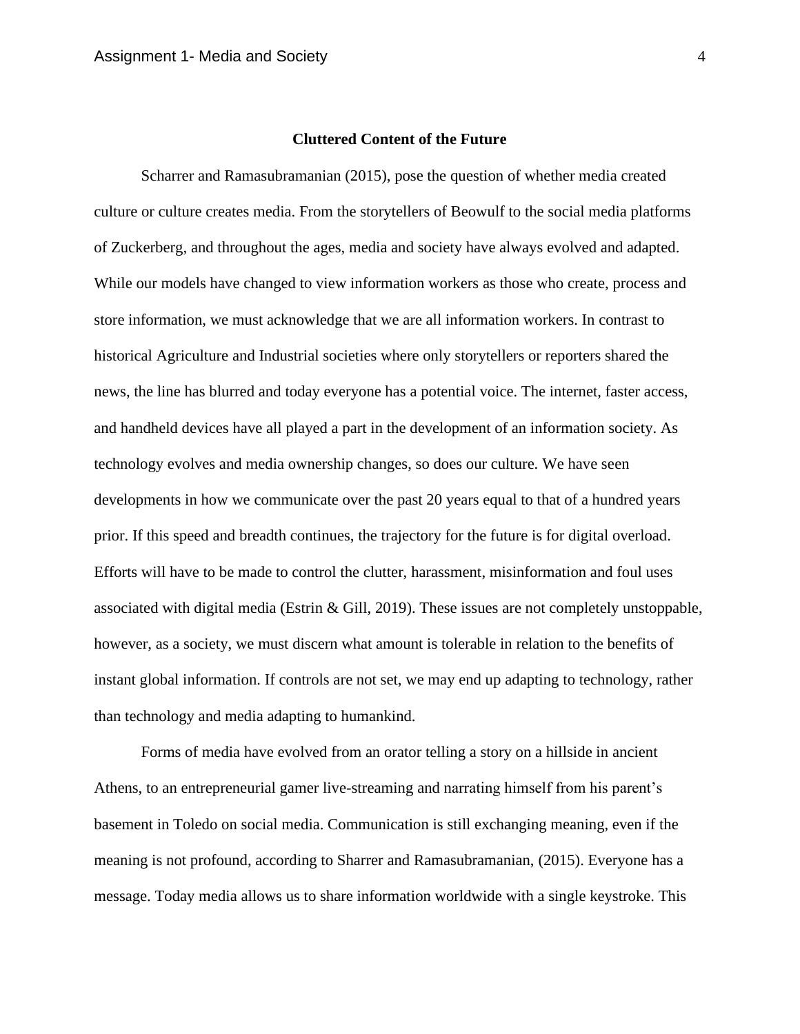## Cluttered Content of the Future

Scharrer and Ramasubramanian (2015), pose the question of whether media created culture or culture creates media. From the storytellers of Beowulf to the social media platforms of Zuckerberg, and throughout the ages, media and society have always evolved and adapted. While our models have changed to view information workers as those who create, process and store information, we must acknowledge that we are all information workers. In contrast to historical Agriculture and Industrial societies where only storytellers or reporters shared the news, the line has blurred and today everyone has a potential voice. The internet, faster access, and handheld devices have all played a part in the development of an information society. As technology evolves and media ownership changes, so does our culture. We have seen developments in how we communicate over the past 20 years equal to that of a hundred years prior. If this speed and breadth continues, the trajectory for the future is for digital overload. Efforts will have to be made to control the clutter, harassment, misinformation and foul uses associated with digital media (Estrin & Gill, 2019). These issues are not completely unstoppable, however, as a society, we must discern what amount is tolerable in relation to the benefits of instant global information. If controls are not set, we may end up adapting to technology, rather than technology and media adapting to humankind.

Forms of media have evolved from an orator telling a story on a hillside in ancient Athens, to an entrepreneurial gamer live-streaming and narrating himself from his parent's basement in Toledo on social media. Communication is still exchanging meaning, even if the meaning is not profound, according to Sharrer and Ramasubramanian, (2015). Everyone has a message. Today media allows us to share information worldwide with a single keystroke. This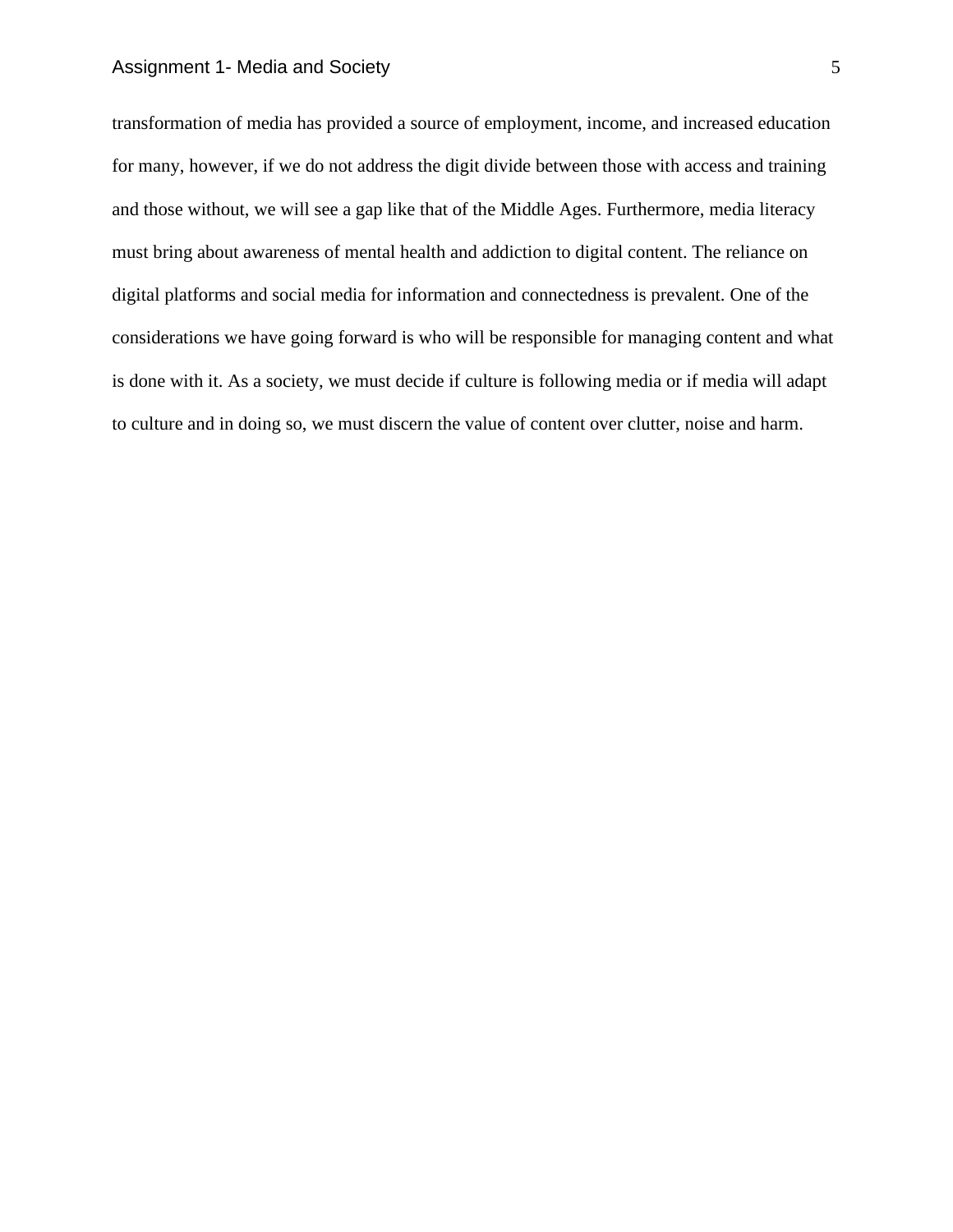transformation of media has provided a source of employment, income, and increased education for many, however, if we do not address the digit divide between those with access and training and those without, we will see a gap like that of the Middle Ages. Furthermore, media literacy must bring about awareness of mental health and addiction to digital content. The reliance on digital platforms and social media for information and connectedness is prevalent. One of the considerations we have going forward is who will be responsible for managing content and what is done with it. As a society, we must decide if culture is following media or if media will adapt to culture and in doing so, we must discern the value of content over clutter, noise and harm.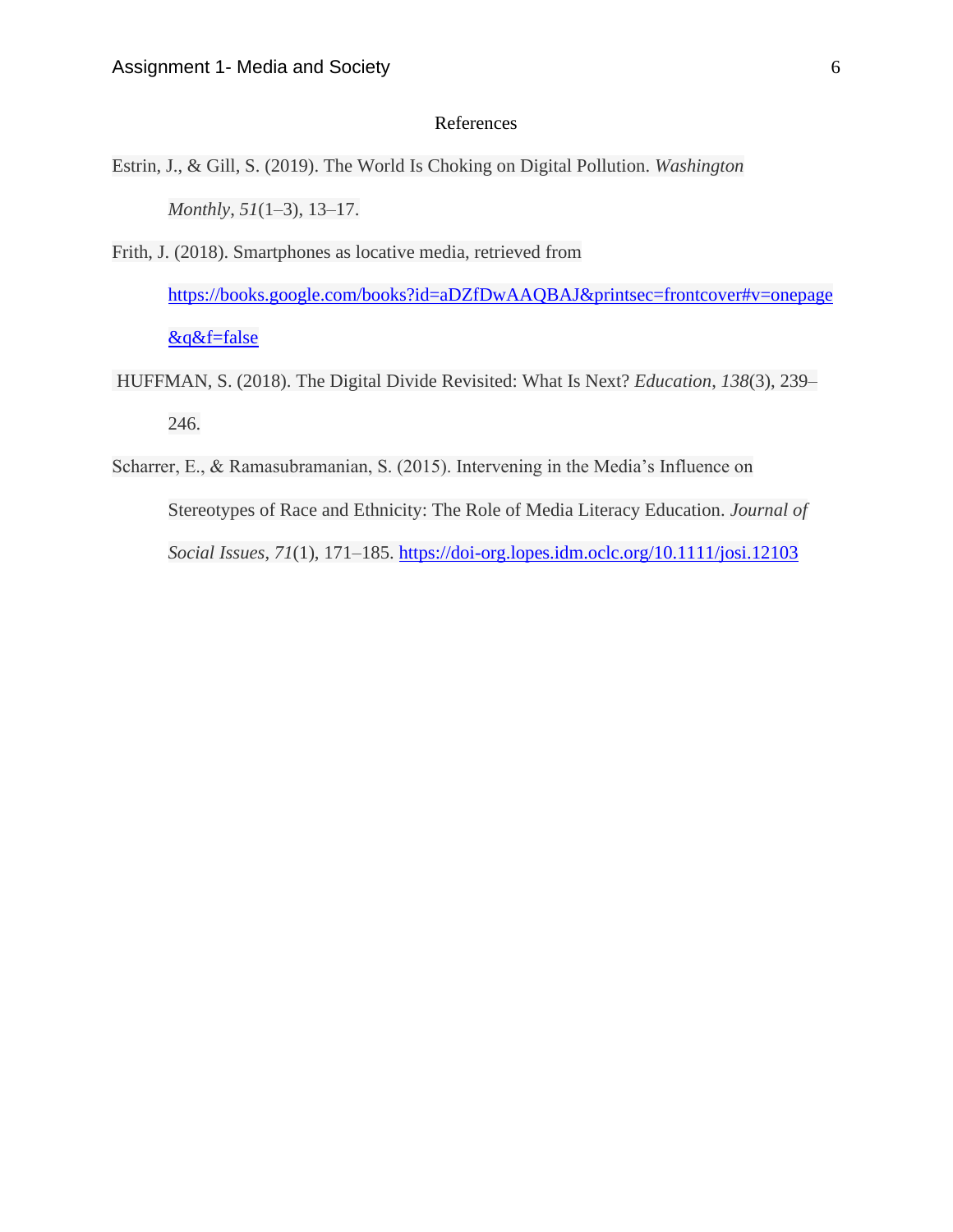# References

Estrin, J., & Gill, S. (2019). The World Is Choking on Digital Pollution. *Washington Monthly*, *51*(1–3), 13–17.

Frith, J. (2018). Smartphones as locative media, retrieved from https://books.google.com/books?id=aDZfDwAAQBAJ&printsec=frontcover#v=onepage&q&f=false

HUFFMAN, S. (2018). The Digital Divide Revisited: What Is Next? *Education*, *138*(3), 239–246.

Scharrer, E., & Ramasubramanian, S. (2015). Intervening in the Media's Influence on Stereotypes of Race and Ethnicity: The Role of Media Literacy Education. *Journal of Social Issues*, *71*(1), 171–185. https://doi-org.lopes.idm.oclc.org/10.1111/josi.12103